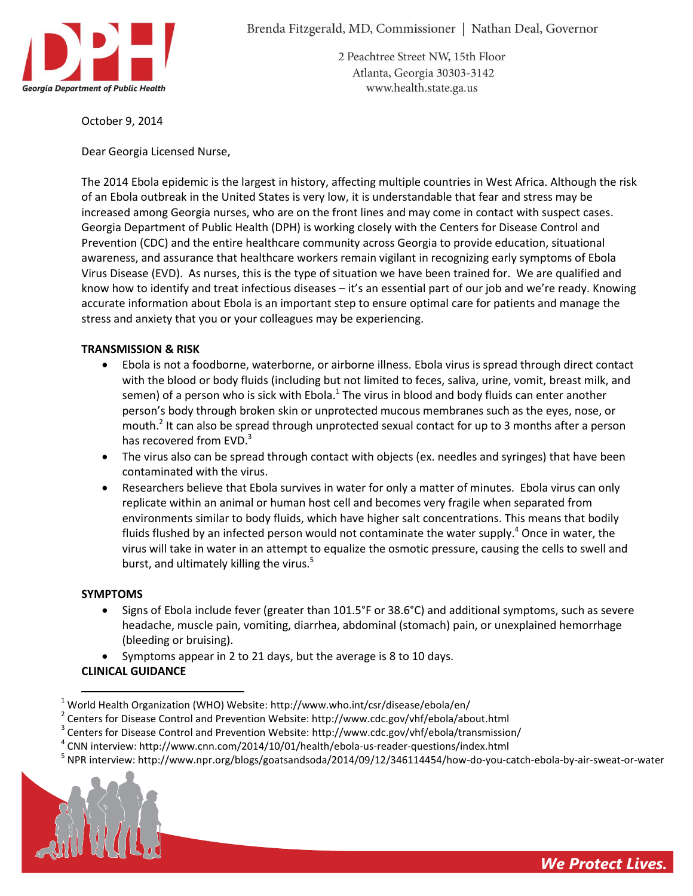Georgia Department of Public Health

Brenda Fitzgerald, MD, Commissioner | Nathan Deal, Governor

2 Peachtree Street NW, 15th Floor
Atlanta, Georgia 30303-3142
www.health.state.ga.us

October 9, 2014

Dear Georgia Licensed Nurse,

The 2014 Ebola epidemic is the largest in history, affecting multiple countries in West Africa. Although the risk of an Ebola outbreak in the United States is very low, it is understandable that fear and stress may be increased among Georgia nurses, who are on the front lines and may come in contact with suspect cases. Georgia Department of Public Health (DPH) is working closely with the Centers for Disease Control and Prevention (CDC) and the entire healthcare community across Georgia to provide education, situational awareness, and assurance that healthcare workers remain vigilant in recognizing early symptoms of Ebola Virus Disease (EVD). As nurses, this is the type of situation we have been trained for. We are qualified and know how to identify and treat infectious diseases – it's an essential part of our job and we're ready. Knowing accurate information about Ebola is an important step to ensure optimal care for patients and manage the stress and anxiety that you or your colleagues may be experiencing.

**TRANSMISSION & RISK**

- Ebola is not a foodborne, waterborne, or airborne illness. Ebola virus is spread through direct contact with the blood or body fluids (including but not limited to feces, saliva, urine, vomit, breast milk, and semen) of a person who is sick with Ebola.[1] The virus in blood and body fluids can enter another person's body through broken skin or unprotected mucous membranes such as the eyes, nose, or mouth.[2] It can also be spread through unprotected sexual contact for up to 3 months after a person has recovered from EVD.[3]
- The virus also can be spread through contact with objects (ex. needles and syringes) that have been contaminated with the virus.
- Researchers believe that Ebola survives in water for only a matter of minutes. Ebola virus can only replicate within an animal or human host cell and becomes very fragile when separated from environments similar to body fluids, which have higher salt concentrations. This means that bodily fluids flushed by an infected person would not contaminate the water supply.[4] Once in water, the virus will take in water in an attempt to equalize the osmotic pressure, causing the cells to swell and burst, and ultimately killing the virus.[5]

**SYMPTOMS**

- Signs of Ebola include fever (greater than 101.5°F or 38.6°C) and additional symptoms, such as severe headache, muscle pain, vomiting, diarrhea, abdominal (stomach) pain, or unexplained hemorrhage (bleeding or bruising).
- Symptoms appear in 2 to 21 days, but the average is 8 to 10 days.

**CLINICAL GUIDANCE**

---

[1] World Health Organization (WHO) Website: http://www.who.int/csr/disease/ebola/en/
[2] Centers for Disease Control and Prevention Website: http://www.cdc.gov/vhf/ebola/about.html
[3] Centers for Disease Control and Prevention Website: http://www.cdc.gov/vhf/ebola/transmission/
[4] CNN interview: http://www.cnn.com/2014/10/01/health/ebola-us-reader-questions/index.html
[5] NPR interview: http://www.npr.org/blogs/goatsandsoda/2014/09/12/346114454/how-do-you-catch-ebola-by-air-sweat-or-water

*We Protect Lives.*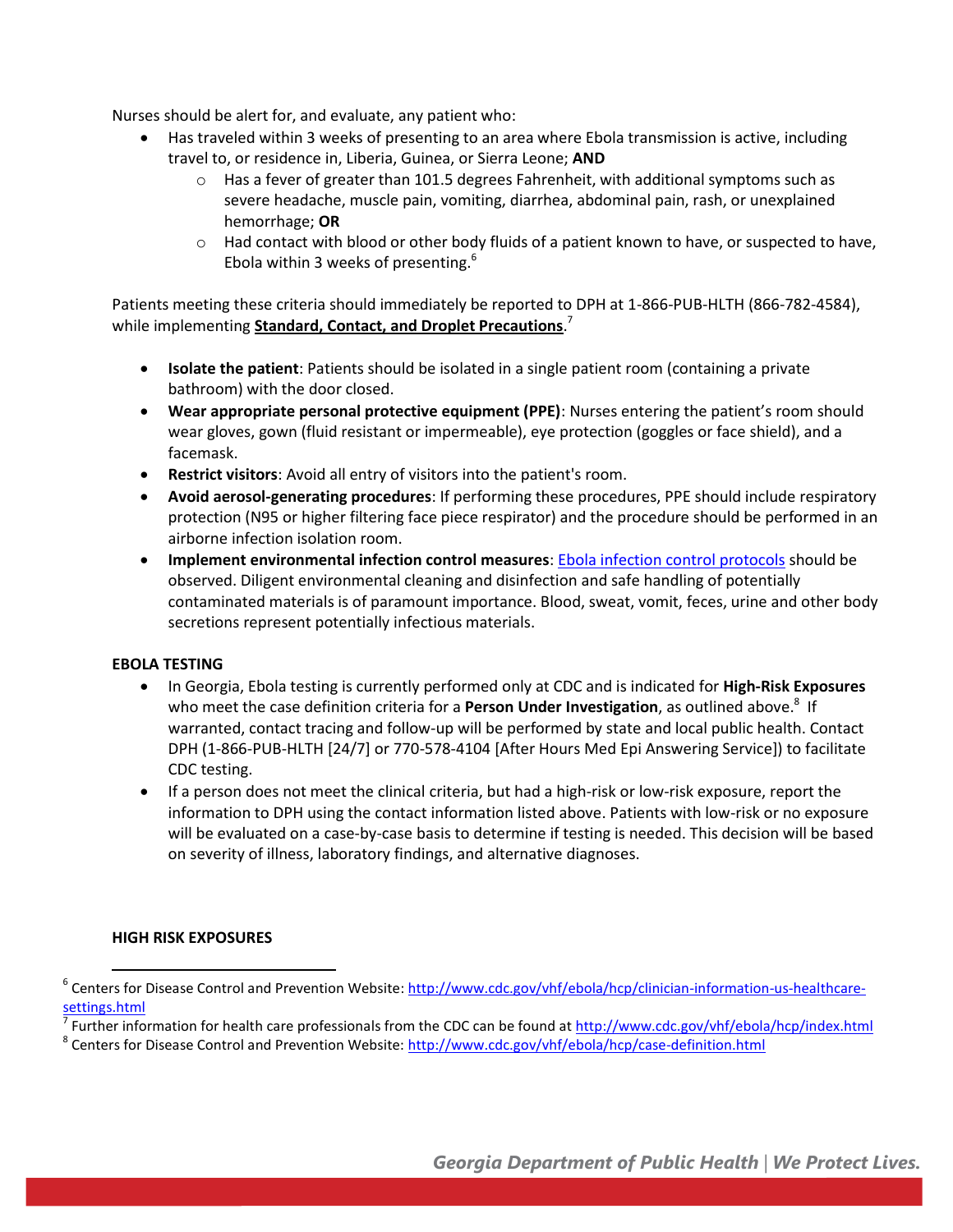Nurses should be alert for, and evaluate, any patient who:

- Has traveled within 3 weeks of presenting to an area where Ebola transmission is active, including travel to, or residence in, Liberia, Guinea, or Sierra Leone; **AND**
  - Has a fever of greater than 101.5 degrees Fahrenheit, with additional symptoms such as severe headache, muscle pain, vomiting, diarrhea, abdominal pain, rash, or unexplained hemorrhage; **OR**
  - Had contact with blood or other body fluids of a patient known to have, or suspected to have, Ebola within 3 weeks of presenting.[6]

Patients meeting these criteria should immediately be reported to DPH at 1-866-PUB-HLTH (866-782-4584), while implementing **Standard, Contact, and Droplet Precautions**.[7]

- **Isolate the patient**: Patients should be isolated in a single patient room (containing a private bathroom) with the door closed.
- **Wear appropriate personal protective equipment (PPE)**: Nurses entering the patient's room should wear gloves, gown (fluid resistant or impermeable), eye protection (goggles or face shield), and a facemask.
- **Restrict visitors**: Avoid all entry of visitors into the patient's room.
- **Avoid aerosol-generating procedures**: If performing these procedures, PPE should include respiratory protection (N95 or higher filtering face piece respirator) and the procedure should be performed in an airborne infection isolation room.
- **Implement environmental infection control measures**: Ebola infection control protocols should be observed. Diligent environmental cleaning and disinfection and safe handling of potentially contaminated materials is of paramount importance. Blood, sweat, vomit, feces, urine and other body secretions represent potentially infectious materials.

**EBOLA TESTING**

- In Georgia, Ebola testing is currently performed only at CDC and is indicated for **High-Risk Exposures** who meet the case definition criteria for a **Person Under Investigation**, as outlined above.[8] If warranted, contact tracing and follow-up will be performed by state and local public health. Contact DPH (1-866-PUB-HLTH [24/7] or 770-578-4104 [After Hours Med Epi Answering Service]) to facilitate CDC testing.
- If a person does not meet the clinical criteria, but had a high-risk or low-risk exposure, report the information to DPH using the contact information listed above. Patients with low-risk or no exposure will be evaluated on a case-by-case basis to determine if testing is needed. This decision will be based on severity of illness, laboratory findings, and alternative diagnoses.

**HIGH RISK EXPOSURES**

---

[6] Centers for Disease Control and Prevention Website: http://www.cdc.gov/vhf/ebola/hcp/clinician-information-us-healthcare-settings.html

[7] Further information for health care professionals from the CDC can be found at http://www.cdc.gov/vhf/ebola/hcp/index.html

[8] Centers for Disease Control and Prevention Website: http://www.cdc.gov/vhf/ebola/hcp/case-definition.html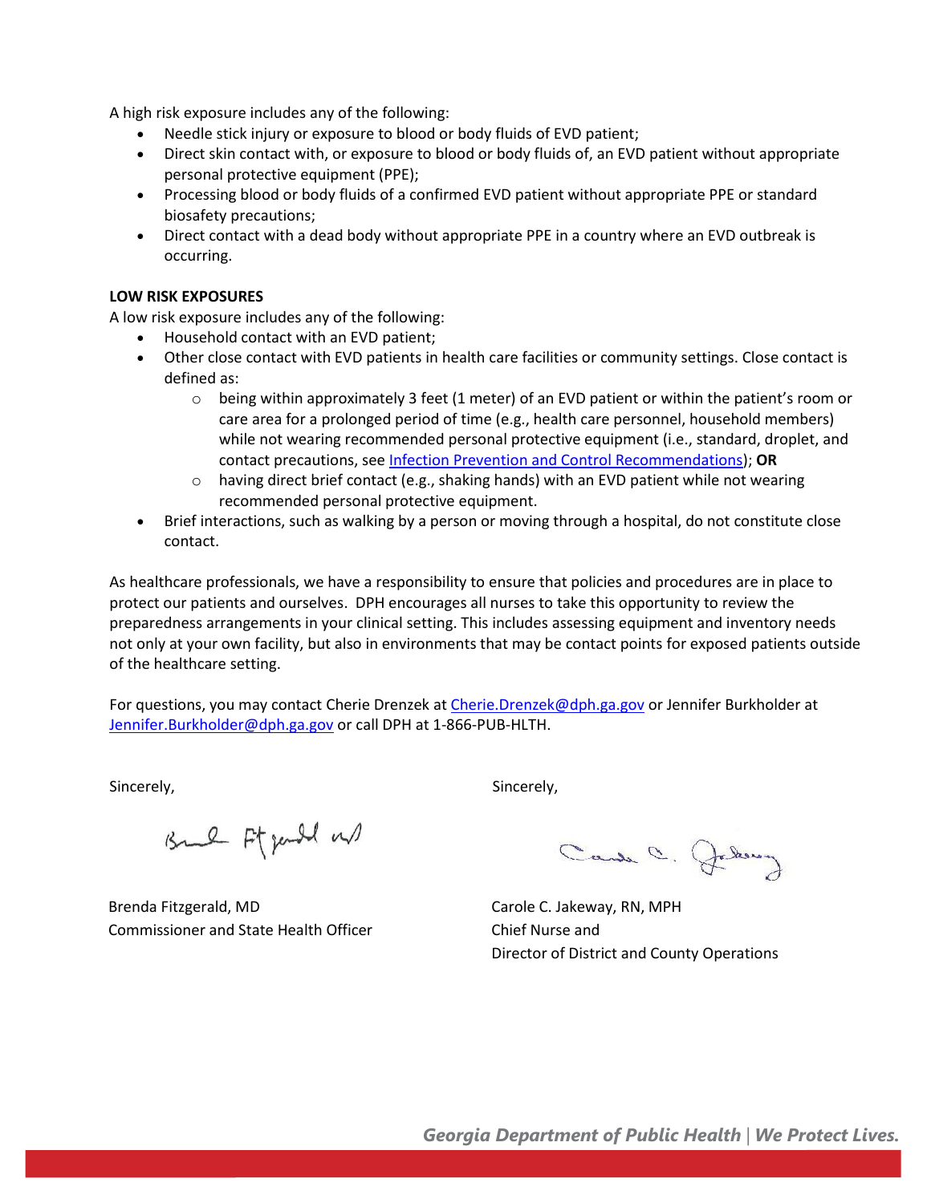A high risk exposure includes any of the following:

- Needle stick injury or exposure to blood or body fluids of EVD patient;
- Direct skin contact with, or exposure to blood or body fluids of, an EVD patient without appropriate personal protective equipment (PPE);
- Processing blood or body fluids of a confirmed EVD patient without appropriate PPE or standard biosafety precautions;
- Direct contact with a dead body without appropriate PPE in a country where an EVD outbreak is occurring.

**LOW RISK EXPOSURES**

A low risk exposure includes any of the following:

- Household contact with an EVD patient;
- Other close contact with EVD patients in health care facilities or community settings. Close contact is defined as:
  - being within approximately 3 feet (1 meter) of an EVD patient or within the patient's room or care area for a prolonged period of time (e.g., health care personnel, household members) while not wearing recommended personal protective equipment (i.e., standard, droplet, and contact precautions, see Infection Prevention and Control Recommendations); **OR**
  - having direct brief contact (e.g., shaking hands) with an EVD patient while not wearing recommended personal protective equipment.
- Brief interactions, such as walking by a person or moving through a hospital, do not constitute close contact.

As healthcare professionals, we have a responsibility to ensure that policies and procedures are in place to protect our patients and ourselves. DPH encourages all nurses to take this opportunity to review the preparedness arrangements in your clinical setting. This includes assessing equipment and inventory needs not only at your own facility, but also in environments that may be contact points for exposed patients outside of the healthcare setting.

For questions, you may contact Cherie Drenzek at Cherie.Drenzek@dph.ga.gov or Jennifer Burkholder at Jennifer.Burkholder@dph.ga.gov or call DPH at 1-866-PUB-HLTH.

Sincerely,

Brenda Fitzgerald, MD
Commissioner and State Health Officer

Sincerely,

Carole C. Jakeway, RN, MPH
Chief Nurse and
Director of District and County Operations

*Georgia Department of Public Health | We Protect Lives.*